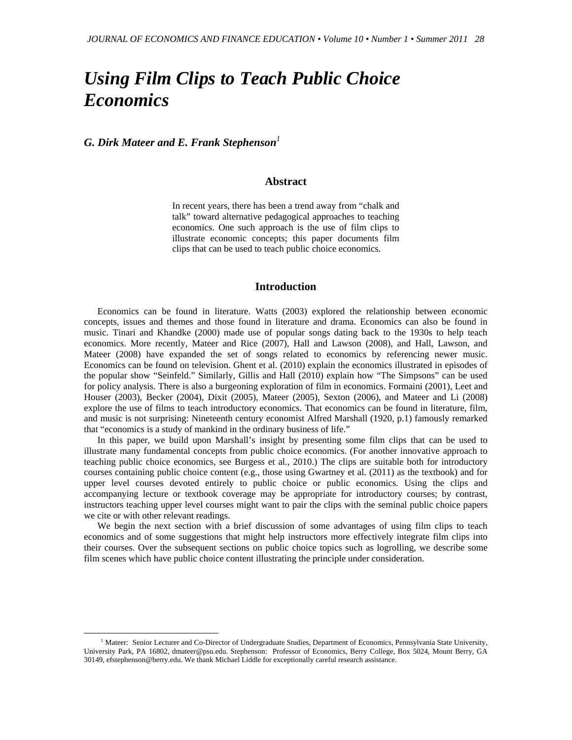# *Using Film Clips to Teach Public Choice Economics*

***G. Dirk Mateer and E. Frank Stephenson*[1]**

## Abstract

In recent years, there has been a trend away from "chalk and talk" toward alternative pedagogical approaches to teaching economics. One such approach is the use of film clips to illustrate economic concepts; this paper documents film clips that can be used to teach public choice economics.

## Introduction

Economics can be found in literature. Watts (2003) explored the relationship between economic concepts, issues and themes and those found in literature and drama. Economics can also be found in music. Tinari and Khandke (2000) made use of popular songs dating back to the 1930s to help teach economics. More recently, Mateer and Rice (2007), Hall and Lawson (2008), and Hall, Lawson, and Mateer (2008) have expanded the set of songs related to economics by referencing newer music. Economics can be found on television. Ghent et al. (2010) explain the economics illustrated in episodes of the popular show "Seinfeld." Similarly, Gillis and Hall (2010) explain how "The Simpsons" can be used for policy analysis. There is also a burgeoning exploration of film in economics. Formaini (2001), Leet and Houser (2003), Becker (2004), Dixit (2005), Mateer (2005), Sexton (2006), and Mateer and Li (2008) explore the use of films to teach introductory economics. That economics can be found in literature, film, and music is not surprising: Nineteenth century economist Alfred Marshall (1920, p.1) famously remarked that "economics is a study of mankind in the ordinary business of life."

In this paper, we build upon Marshall's insight by presenting some film clips that can be used to illustrate many fundamental concepts from public choice economics. (For another innovative approach to teaching public choice economics, see Burgess et al., 2010.) The clips are suitable both for introductory courses containing public choice content (e.g., those using Gwartney et al. (2011) as the textbook) and for upper level courses devoted entirely to public choice or public economics. Using the clips and accompanying lecture or textbook coverage may be appropriate for introductory courses; by contrast, instructors teaching upper level courses might want to pair the clips with the seminal public choice papers we cite or with other relevant readings.

We begin the next section with a brief discussion of some advantages of using film clips to teach economics and of some suggestions that might help instructors more effectively integrate film clips into their courses. Over the subsequent sections on public choice topics such as logrolling, we describe some film scenes which have public choice content illustrating the principle under consideration.

[1] Mateer: Senior Lecturer and Co-Director of Undergraduate Studies, Department of Economics, Pennsylvania State University, University Park, PA 16802, dmateer@psu.edu. Stephenson: Professor of Economics, Berry College, Box 5024, Mount Berry, GA 30149, efstephenson@berry.edu. We thank Michael Liddle for exceptionally careful research assistance.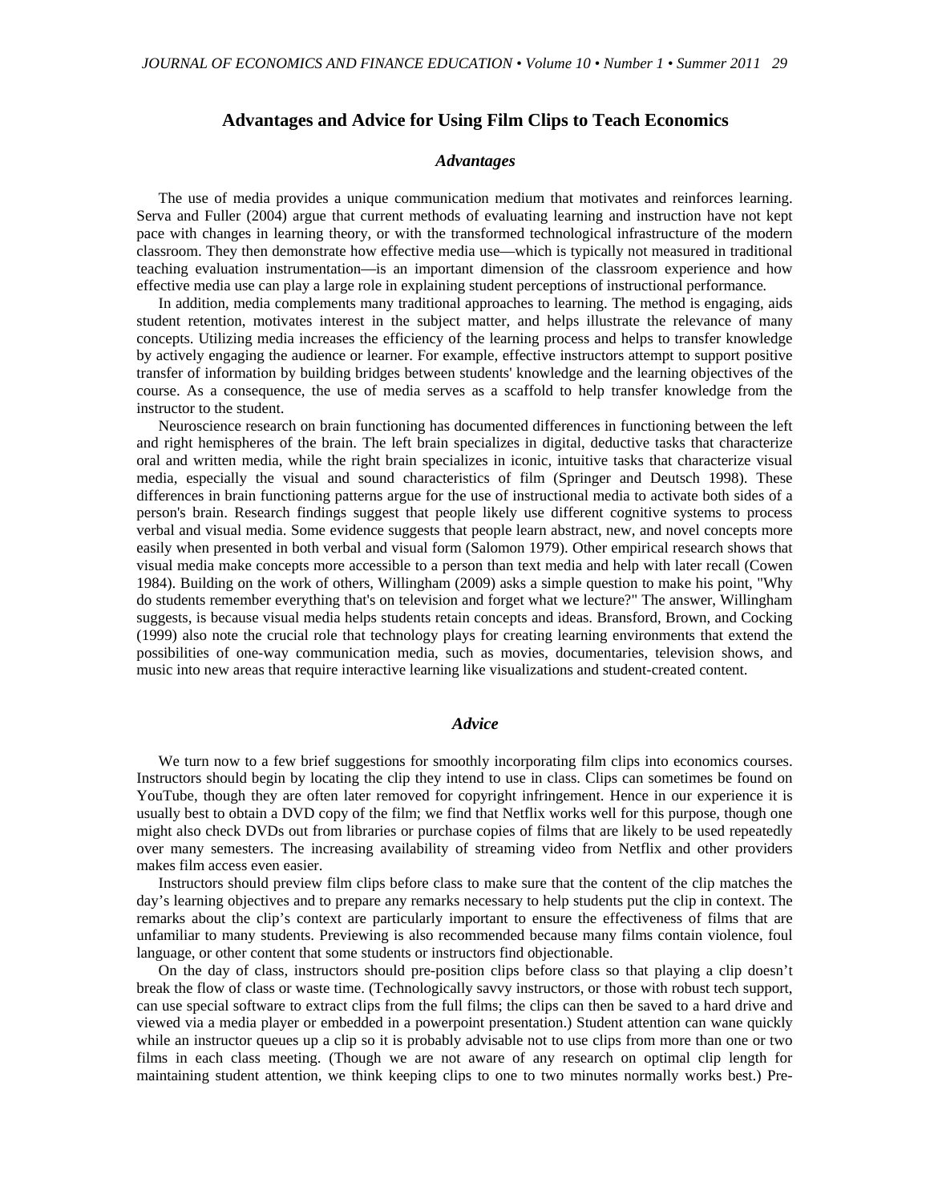## Advantages and Advice for Using Film Clips to Teach Economics

### *Advantages*

The use of media provides a unique communication medium that motivates and reinforces learning. Serva and Fuller (2004) argue that current methods of evaluating learning and instruction have not kept pace with changes in learning theory, or with the transformed technological infrastructure of the modern classroom. They then demonstrate how effective media use—which is typically not measured in traditional teaching evaluation instrumentation—is an important dimension of the classroom experience and how effective media use can play a large role in explaining student perceptions of instructional performance.

In addition, media complements many traditional approaches to learning. The method is engaging, aids student retention, motivates interest in the subject matter, and helps illustrate the relevance of many concepts. Utilizing media increases the efficiency of the learning process and helps to transfer knowledge by actively engaging the audience or learner. For example, effective instructors attempt to support positive transfer of information by building bridges between students' knowledge and the learning objectives of the course. As a consequence, the use of media serves as a scaffold to help transfer knowledge from the instructor to the student.

Neuroscience research on brain functioning has documented differences in functioning between the left and right hemispheres of the brain. The left brain specializes in digital, deductive tasks that characterize oral and written media, while the right brain specializes in iconic, intuitive tasks that characterize visual media, especially the visual and sound characteristics of film (Springer and Deutsch 1998). These differences in brain functioning patterns argue for the use of instructional media to activate both sides of a person's brain. Research findings suggest that people likely use different cognitive systems to process verbal and visual media. Some evidence suggests that people learn abstract, new, and novel concepts more easily when presented in both verbal and visual form (Salomon 1979). Other empirical research shows that visual media make concepts more accessible to a person than text media and help with later recall (Cowen 1984). Building on the work of others, Willingham (2009) asks a simple question to make his point, "Why do students remember everything that's on television and forget what we lecture?" The answer, Willingham suggests, is because visual media helps students retain concepts and ideas. Bransford, Brown, and Cocking (1999) also note the crucial role that technology plays for creating learning environments that extend the possibilities of one-way communication media, such as movies, documentaries, television shows, and music into new areas that require interactive learning like visualizations and student-created content.

### *Advice*

We turn now to a few brief suggestions for smoothly incorporating film clips into economics courses. Instructors should begin by locating the clip they intend to use in class. Clips can sometimes be found on YouTube, though they are often later removed for copyright infringement. Hence in our experience it is usually best to obtain a DVD copy of the film; we find that Netflix works well for this purpose, though one might also check DVDs out from libraries or purchase copies of films that are likely to be used repeatedly over many semesters. The increasing availability of streaming video from Netflix and other providers makes film access even easier.

Instructors should preview film clips before class to make sure that the content of the clip matches the day's learning objectives and to prepare any remarks necessary to help students put the clip in context. The remarks about the clip's context are particularly important to ensure the effectiveness of films that are unfamiliar to many students. Previewing is also recommended because many films contain violence, foul language, or other content that some students or instructors find objectionable.

On the day of class, instructors should pre-position clips before class so that playing a clip doesn't break the flow of class or waste time. (Technologically savvy instructors, or those with robust tech support, can use special software to extract clips from the full films; the clips can then be saved to a hard drive and viewed via a media player or embedded in a powerpoint presentation.) Student attention can wane quickly while an instructor queues up a clip so it is probably advisable not to use clips from more than one or two films in each class meeting. (Though we are not aware of any research on optimal clip length for maintaining student attention, we think keeping clips to one to two minutes normally works best.) Pre-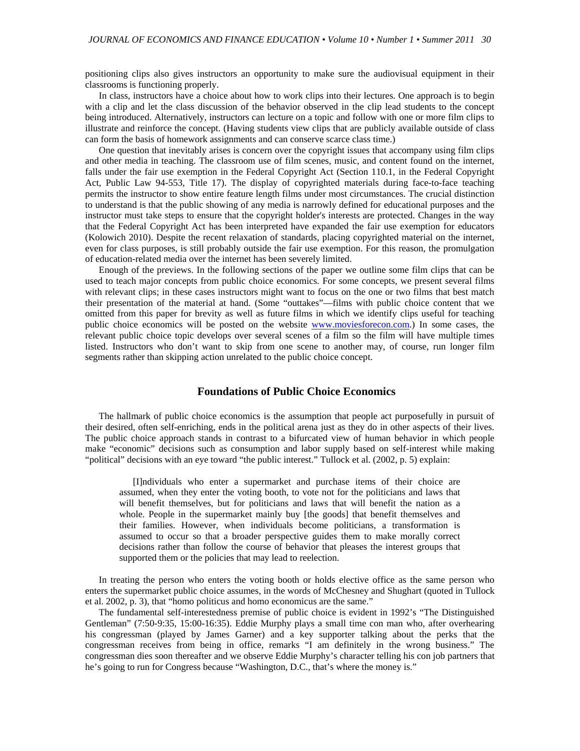positioning clips also gives instructors an opportunity to make sure the audiovisual equipment in their classrooms is functioning properly.

In class, instructors have a choice about how to work clips into their lectures. One approach is to begin with a clip and let the class discussion of the behavior observed in the clip lead students to the concept being introduced. Alternatively, instructors can lecture on a topic and follow with one or more film clips to illustrate and reinforce the concept. (Having students view clips that are publicly available outside of class can form the basis of homework assignments and can conserve scarce class time.)

One question that inevitably arises is concern over the copyright issues that accompany using film clips and other media in teaching. The classroom use of film scenes, music, and content found on the internet, falls under the fair use exemption in the Federal Copyright Act (Section 110.1, in the Federal Copyright Act, Public Law 94-553, Title 17). The display of copyrighted materials during face-to-face teaching permits the instructor to show entire feature length films under most circumstances. The crucial distinction to understand is that the public showing of any media is narrowly defined for educational purposes and the instructor must take steps to ensure that the copyright holder's interests are protected. Changes in the way that the Federal Copyright Act has been interpreted have expanded the fair use exemption for educators (Kolowich 2010). Despite the recent relaxation of standards, placing copyrighted material on the internet, even for class purposes, is still probably outside the fair use exemption. For this reason, the promulgation of education-related media over the internet has been severely limited.

Enough of the previews. In the following sections of the paper we outline some film clips that can be used to teach major concepts from public choice economics. For some concepts, we present several films with relevant clips; in these cases instructors might want to focus on the one or two films that best match their presentation of the material at hand. (Some "outtakes"—films with public choice content that we omitted from this paper for brevity as well as future films in which we identify clips useful for teaching public choice economics will be posted on the website www.moviesforecon.com.) In some cases, the relevant public choice topic develops over several scenes of a film so the film will have multiple times listed. Instructors who don't want to skip from one scene to another may, of course, run longer film segments rather than skipping action unrelated to the public choice concept.

## Foundations of Public Choice Economics

The hallmark of public choice economics is the assumption that people act purposefully in pursuit of their desired, often self-enriching, ends in the political arena just as they do in other aspects of their lives. The public choice approach stands in contrast to a bifurcated view of human behavior in which people make "economic" decisions such as consumption and labor supply based on self-interest while making "political" decisions with an eye toward "the public interest." Tullock et al. (2002, p. 5) explain:

> [I]ndividuals who enter a supermarket and purchase items of their choice are assumed, when they enter the voting booth, to vote not for the politicians and laws that will benefit themselves, but for politicians and laws that will benefit the nation as a whole. People in the supermarket mainly buy [the goods] that benefit themselves and their families. However, when individuals become politicians, a transformation is assumed to occur so that a broader perspective guides them to make morally correct decisions rather than follow the course of behavior that pleases the interest groups that supported them or the policies that may lead to reelection.

In treating the person who enters the voting booth or holds elective office as the same person who enters the supermarket public choice assumes, in the words of McChesney and Shughart (quoted in Tullock et al. 2002, p. 3), that "homo politicus and homo economicus are the same."

The fundamental self-interestedness premise of public choice is evident in 1992's "The Distinguished Gentleman" (7:50-9:35, 15:00-16:35). Eddie Murphy plays a small time con man who, after overhearing his congressman (played by James Garner) and a key supporter talking about the perks that the congressman receives from being in office, remarks "I am definitely in the wrong business." The congressman dies soon thereafter and we observe Eddie Murphy's character telling his con job partners that he's going to run for Congress because "Washington, D.C., that's where the money is."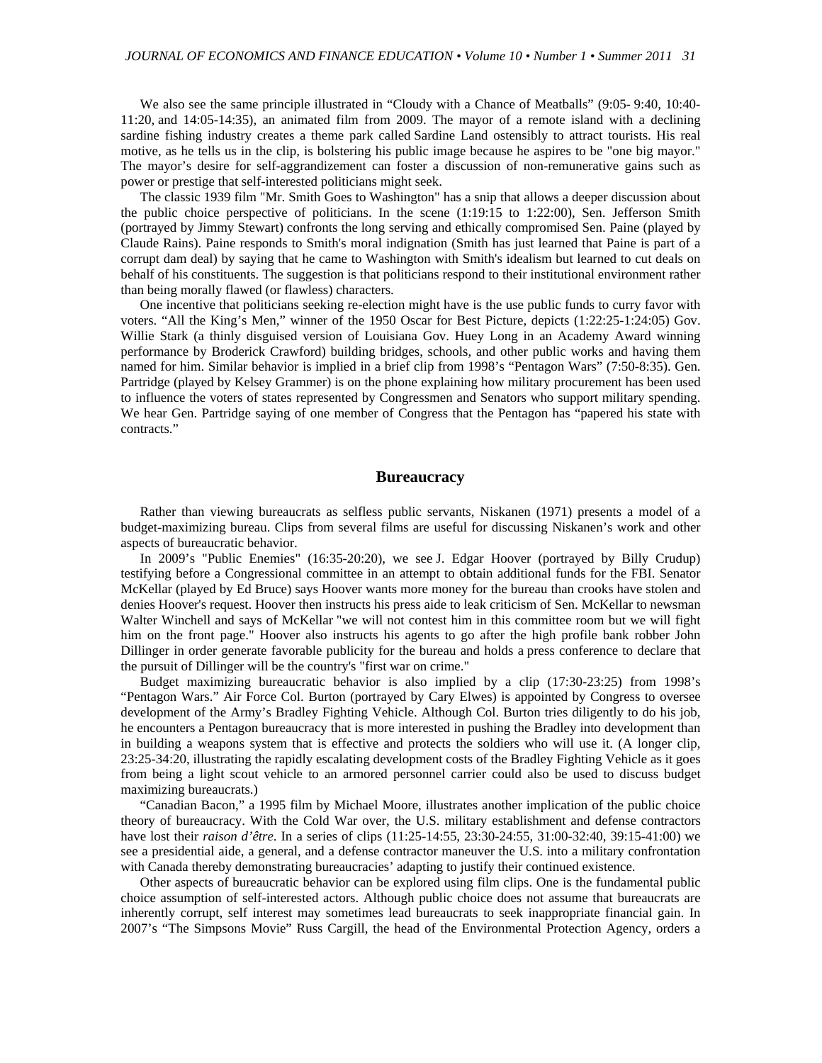We also see the same principle illustrated in "Cloudy with a Chance of Meatballs" (9:05- 9:40, 10:40-11:20, and 14:05-14:35), an animated film from 2009. The mayor of a remote island with a declining sardine fishing industry creates a theme park called Sardine Land ostensibly to attract tourists. His real motive, as he tells us in the clip, is bolstering his public image because he aspires to be "one big mayor." The mayor's desire for self-aggrandizement can foster a discussion of non-remunerative gains such as power or prestige that self-interested politicians might seek.

The classic 1939 film "Mr. Smith Goes to Washington" has a snip that allows a deeper discussion about the public choice perspective of politicians. In the scene (1:19:15 to 1:22:00), Sen. Jefferson Smith (portrayed by Jimmy Stewart) confronts the long serving and ethically compromised Sen. Paine (played by Claude Rains). Paine responds to Smith's moral indignation (Smith has just learned that Paine is part of a corrupt dam deal) by saying that he came to Washington with Smith's idealism but learned to cut deals on behalf of his constituents. The suggestion is that politicians respond to their institutional environment rather than being morally flawed (or flawless) characters.

One incentive that politicians seeking re-election might have is the use public funds to curry favor with voters. "All the King's Men," winner of the 1950 Oscar for Best Picture, depicts (1:22:25-1:24:05) Gov. Willie Stark (a thinly disguised version of Louisiana Gov. Huey Long in an Academy Award winning performance by Broderick Crawford) building bridges, schools, and other public works and having them named for him. Similar behavior is implied in a brief clip from 1998's "Pentagon Wars" (7:50-8:35). Gen. Partridge (played by Kelsey Grammer) is on the phone explaining how military procurement has been used to influence the voters of states represented by Congressmen and Senators who support military spending. We hear Gen. Partridge saying of one member of Congress that the Pentagon has "papered his state with contracts."

## Bureaucracy

Rather than viewing bureaucrats as selfless public servants, Niskanen (1971) presents a model of a budget-maximizing bureau. Clips from several films are useful for discussing Niskanen's work and other aspects of bureaucratic behavior.

In 2009's "Public Enemies" (16:35-20:20), we see J. Edgar Hoover (portrayed by Billy Crudup) testifying before a Congressional committee in an attempt to obtain additional funds for the FBI. Senator McKellar (played by Ed Bruce) says Hoover wants more money for the bureau than crooks have stolen and denies Hoover's request. Hoover then instructs his press aide to leak criticism of Sen. McKellar to newsman Walter Winchell and says of McKellar "we will not contest him in this committee room but we will fight him on the front page." Hoover also instructs his agents to go after the high profile bank robber John Dillinger in order generate favorable publicity for the bureau and holds a press conference to declare that the pursuit of Dillinger will be the country's "first war on crime."

Budget maximizing bureaucratic behavior is also implied by a clip (17:30-23:25) from 1998's "Pentagon Wars." Air Force Col. Burton (portrayed by Cary Elwes) is appointed by Congress to oversee development of the Army's Bradley Fighting Vehicle. Although Col. Burton tries diligently to do his job, he encounters a Pentagon bureaucracy that is more interested in pushing the Bradley into development than in building a weapons system that is effective and protects the soldiers who will use it. (A longer clip, 23:25-34:20, illustrating the rapidly escalating development costs of the Bradley Fighting Vehicle as it goes from being a light scout vehicle to an armored personnel carrier could also be used to discuss budget maximizing bureaucrats.)

"Canadian Bacon," a 1995 film by Michael Moore, illustrates another implication of the public choice theory of bureaucracy. With the Cold War over, the U.S. military establishment and defense contractors have lost their *raison d'être*. In a series of clips (11:25-14:55, 23:30-24:55, 31:00-32:40, 39:15-41:00) we see a presidential aide, a general, and a defense contractor maneuver the U.S. into a military confrontation with Canada thereby demonstrating bureaucracies' adapting to justify their continued existence.

Other aspects of bureaucratic behavior can be explored using film clips. One is the fundamental public choice assumption of self-interested actors. Although public choice does not assume that bureaucrats are inherently corrupt, self interest may sometimes lead bureaucrats to seek inappropriate financial gain. In 2007's "The Simpsons Movie" Russ Cargill, the head of the Environmental Protection Agency, orders a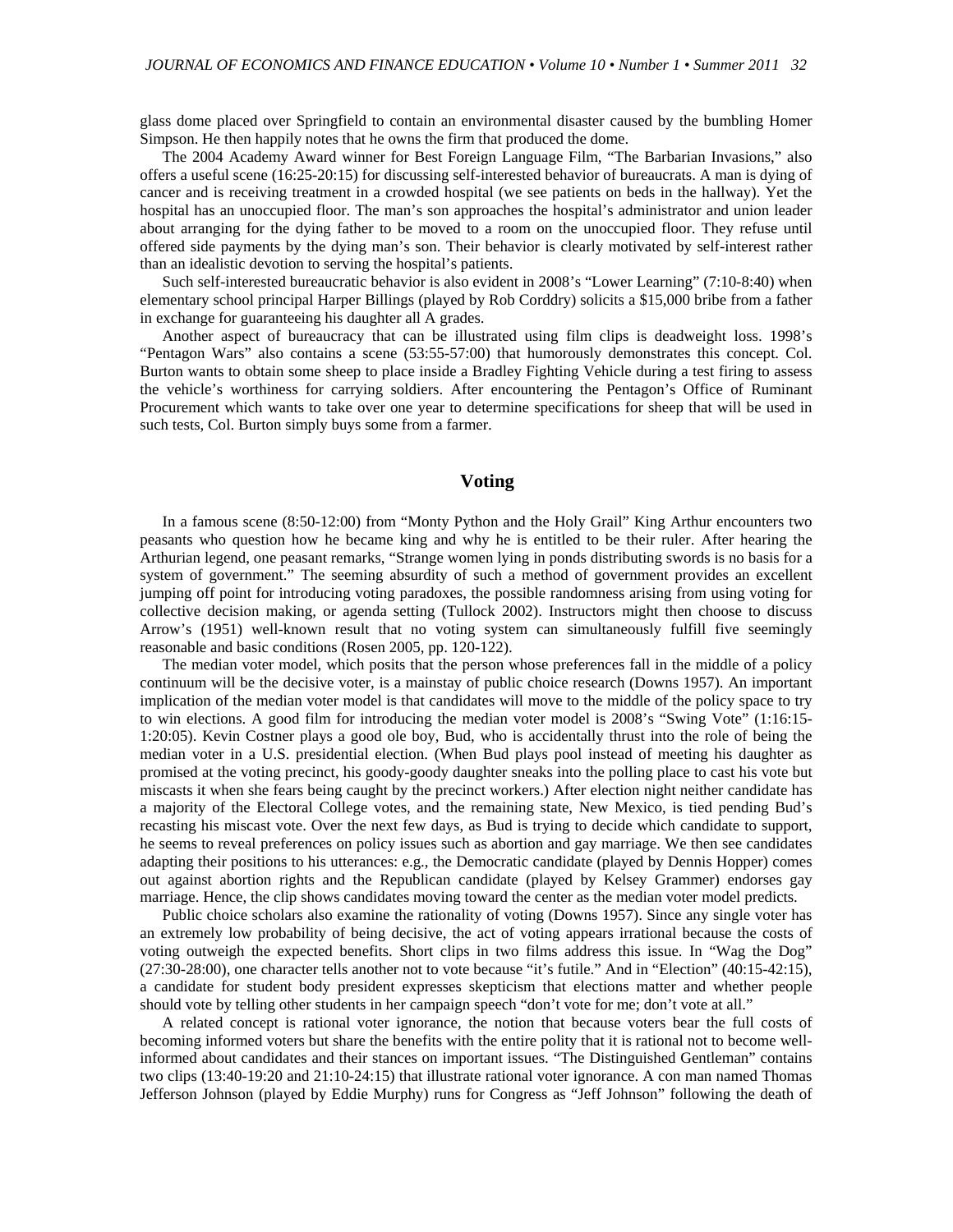glass dome placed over Springfield to contain an environmental disaster caused by the bumbling Homer Simpson. He then happily notes that he owns the firm that produced the dome.

The 2004 Academy Award winner for Best Foreign Language Film, "The Barbarian Invasions," also offers a useful scene (16:25-20:15) for discussing self-interested behavior of bureaucrats. A man is dying of cancer and is receiving treatment in a crowded hospital (we see patients on beds in the hallway). Yet the hospital has an unoccupied floor. The man's son approaches the hospital's administrator and union leader about arranging for the dying father to be moved to a room on the unoccupied floor. They refuse until offered side payments by the dying man's son. Their behavior is clearly motivated by self-interest rather than an idealistic devotion to serving the hospital's patients.

Such self-interested bureaucratic behavior is also evident in 2008's "Lower Learning" (7:10-8:40) when elementary school principal Harper Billings (played by Rob Corddry) solicits a $15,000 bribe from a father in exchange for guaranteeing his daughter all A grades.

Another aspect of bureaucracy that can be illustrated using film clips is deadweight loss. 1998's "Pentagon Wars" also contains a scene (53:55-57:00) that humorously demonstrates this concept. Col. Burton wants to obtain some sheep to place inside a Bradley Fighting Vehicle during a test firing to assess the vehicle's worthiness for carrying soldiers. After encountering the Pentagon's Office of Ruminant Procurement which wants to take over one year to determine specifications for sheep that will be used in such tests, Col. Burton simply buys some from a farmer.

## Voting

In a famous scene (8:50-12:00) from "Monty Python and the Holy Grail" King Arthur encounters two peasants who question how he became king and why he is entitled to be their ruler. After hearing the Arthurian legend, one peasant remarks, "Strange women lying in ponds distributing swords is no basis for a system of government." The seeming absurdity of such a method of government provides an excellent jumping off point for introducing voting paradoxes, the possible randomness arising from using voting for collective decision making, or agenda setting (Tullock 2002). Instructors might then choose to discuss Arrow's (1951) well-known result that no voting system can simultaneously fulfill five seemingly reasonable and basic conditions (Rosen 2005, pp. 120-122).

The median voter model, which posits that the person whose preferences fall in the middle of a policy continuum will be the decisive voter, is a mainstay of public choice research (Downs 1957). An important implication of the median voter model is that candidates will move to the middle of the policy space to try to win elections. A good film for introducing the median voter model is 2008's "Swing Vote" (1:16:15-1:20:05). Kevin Costner plays a good ole boy, Bud, who is accidentally thrust into the role of being the median voter in a U.S. presidential election. (When Bud plays pool instead of meeting his daughter as promised at the voting precinct, his goody-goody daughter sneaks into the polling place to cast his vote but miscasts it when she fears being caught by the precinct workers.) After election night neither candidate has a majority of the Electoral College votes, and the remaining state, New Mexico, is tied pending Bud's recasting his miscast vote. Over the next few days, as Bud is trying to decide which candidate to support, he seems to reveal preferences on policy issues such as abortion and gay marriage. We then see candidates adapting their positions to his utterances: e.g., the Democratic candidate (played by Dennis Hopper) comes out against abortion rights and the Republican candidate (played by Kelsey Grammer) endorses gay marriage. Hence, the clip shows candidates moving toward the center as the median voter model predicts.

Public choice scholars also examine the rationality of voting (Downs 1957). Since any single voter has an extremely low probability of being decisive, the act of voting appears irrational because the costs of voting outweigh the expected benefits. Short clips in two films address this issue. In "Wag the Dog" (27:30-28:00), one character tells another not to vote because "it's futile." And in "Election" (40:15-42:15), a candidate for student body president expresses skepticism that elections matter and whether people should vote by telling other students in her campaign speech "don't vote for me; don't vote at all."

A related concept is rational voter ignorance, the notion that because voters bear the full costs of becoming informed voters but share the benefits with the entire polity that it is rational not to become well-informed about candidates and their stances on important issues. "The Distinguished Gentleman" contains two clips (13:40-19:20 and 21:10-24:15) that illustrate rational voter ignorance. A con man named Thomas Jefferson Johnson (played by Eddie Murphy) runs for Congress as "Jeff Johnson" following the death of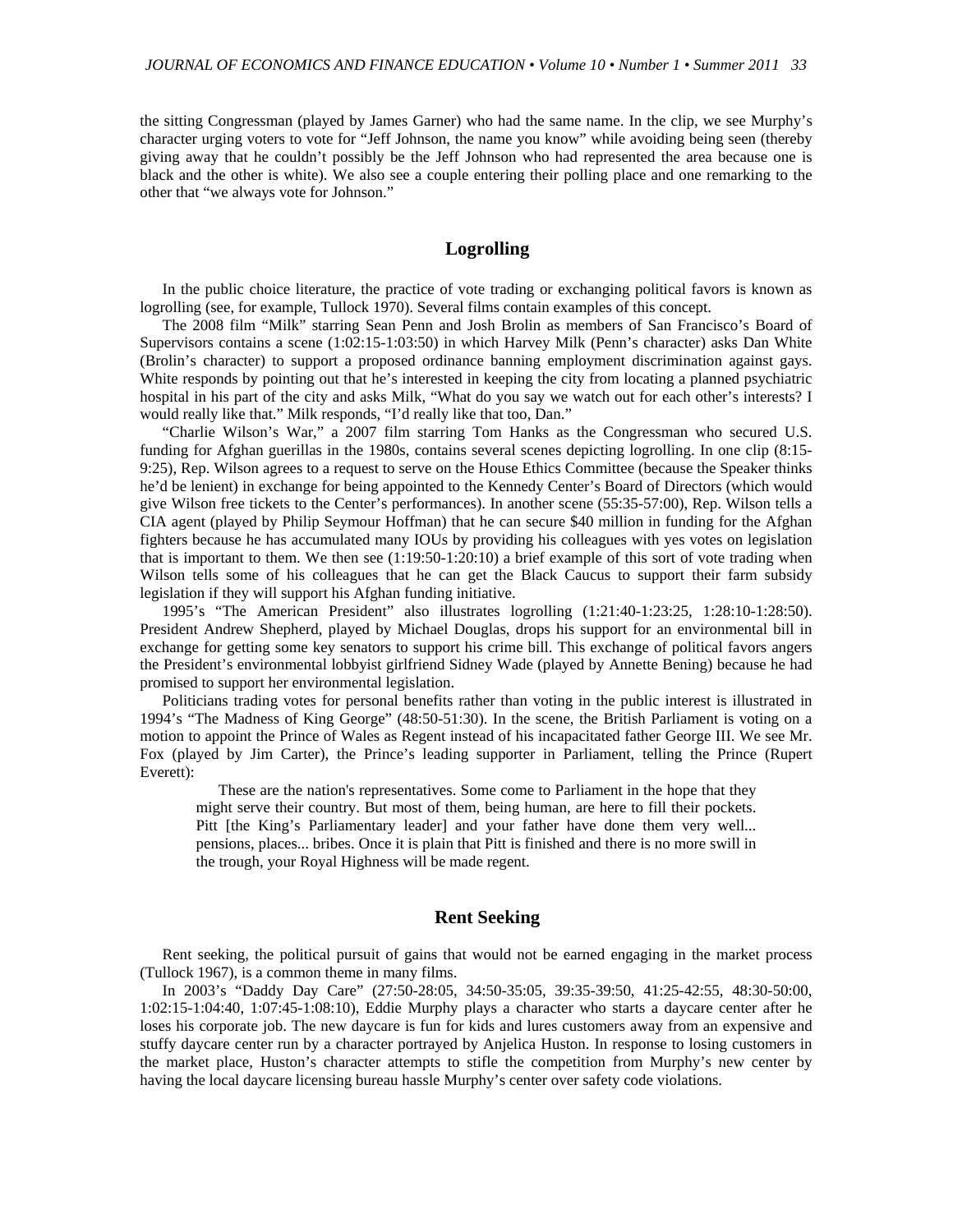the sitting Congressman (played by James Garner) who had the same name. In the clip, we see Murphy's character urging voters to vote for "Jeff Johnson, the name you know" while avoiding being seen (thereby giving away that he couldn't possibly be the Jeff Johnson who had represented the area because one is black and the other is white). We also see a couple entering their polling place and one remarking to the other that "we always vote for Johnson."

## Logrolling

In the public choice literature, the practice of vote trading or exchanging political favors is known as logrolling (see, for example, Tullock 1970). Several films contain examples of this concept.

The 2008 film "Milk" starring Sean Penn and Josh Brolin as members of San Francisco's Board of Supervisors contains a scene (1:02:15-1:03:50) in which Harvey Milk (Penn's character) asks Dan White (Brolin's character) to support a proposed ordinance banning employment discrimination against gays. White responds by pointing out that he's interested in keeping the city from locating a planned psychiatric hospital in his part of the city and asks Milk, "What do you say we watch out for each other's interests? I would really like that." Milk responds, "I'd really like that too, Dan."

"Charlie Wilson's War," a 2007 film starring Tom Hanks as the Congressman who secured U.S. funding for Afghan guerillas in the 1980s, contains several scenes depicting logrolling. In one clip (8:15-9:25), Rep. Wilson agrees to a request to serve on the House Ethics Committee (because the Speaker thinks he'd be lenient) in exchange for being appointed to the Kennedy Center's Board of Directors (which would give Wilson free tickets to the Center's performances). In another scene (55:35-57:00), Rep. Wilson tells a CIA agent (played by Philip Seymour Hoffman) that he can secure $40 million in funding for the Afghan fighters because he has accumulated many IOUs by providing his colleagues with yes votes on legislation that is important to them. We then see (1:19:50-1:20:10) a brief example of this sort of vote trading when Wilson tells some of his colleagues that he can get the Black Caucus to support their farm subsidy legislation if they will support his Afghan funding initiative.

1995's "The American President" also illustrates logrolling (1:21:40-1:23:25, 1:28:10-1:28:50). President Andrew Shepherd, played by Michael Douglas, drops his support for an environmental bill in exchange for getting some key senators to support his crime bill. This exchange of political favors angers the President's environmental lobbyist girlfriend Sidney Wade (played by Annette Bening) because he had promised to support her environmental legislation.

Politicians trading votes for personal benefits rather than voting in the public interest is illustrated in 1994's "The Madness of King George" (48:50-51:30). In the scene, the British Parliament is voting on a motion to appoint the Prince of Wales as Regent instead of his incapacitated father George III. We see Mr. Fox (played by Jim Carter), the Prince's leading supporter in Parliament, telling the Prince (Rupert Everett):

> These are the nation's representatives. Some come to Parliament in the hope that they might serve their country. But most of them, being human, are here to fill their pockets. Pitt [the King's Parliamentary leader] and your father have done them very well... pensions, places... bribes. Once it is plain that Pitt is finished and there is no more swill in the trough, your Royal Highness will be made regent.

## Rent Seeking

Rent seeking, the political pursuit of gains that would not be earned engaging in the market process (Tullock 1967), is a common theme in many films.

In 2003's "Daddy Day Care" (27:50-28:05, 34:50-35:05, 39:35-39:50, 41:25-42:55, 48:30-50:00, 1:02:15-1:04:40, 1:07:45-1:08:10), Eddie Murphy plays a character who starts a daycare center after he loses his corporate job. The new daycare is fun for kids and lures customers away from an expensive and stuffy daycare center run by a character portrayed by Anjelica Huston. In response to losing customers in the market place, Huston's character attempts to stifle the competition from Murphy's new center by having the local daycare licensing bureau hassle Murphy's center over safety code violations.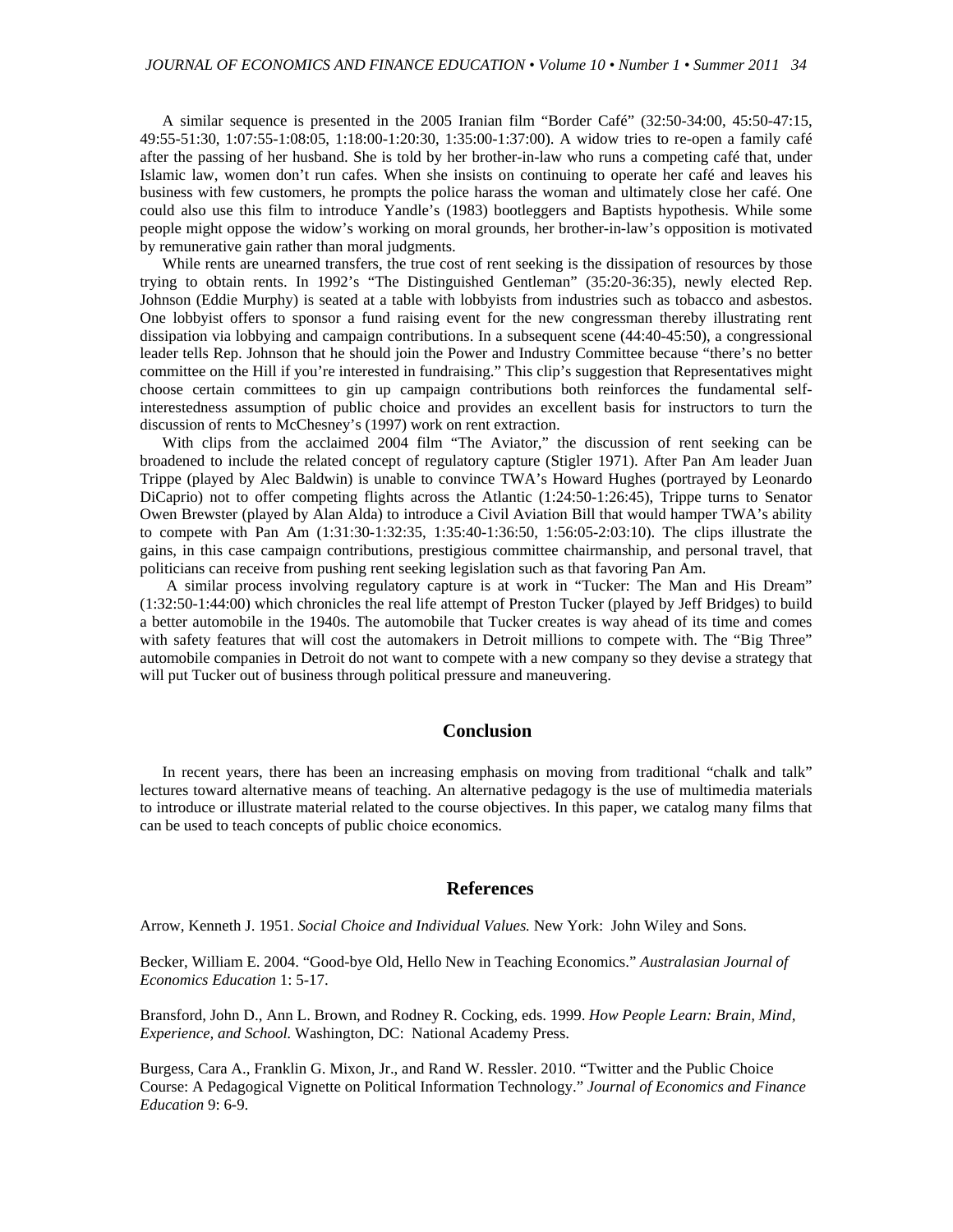A similar sequence is presented in the 2005 Iranian film "Border Café" (32:50-34:00, 45:50-47:15, 49:55-51:30, 1:07:55-1:08:05, 1:18:00-1:20:30, 1:35:00-1:37:00). A widow tries to re-open a family café after the passing of her husband. She is told by her brother-in-law who runs a competing café that, under Islamic law, women don't run cafes. When she insists on continuing to operate her café and leaves his business with few customers, he prompts the police harass the woman and ultimately close her café. One could also use this film to introduce Yandle's (1983) bootleggers and Baptists hypothesis. While some people might oppose the widow's working on moral grounds, her brother-in-law's opposition is motivated by remunerative gain rather than moral judgments.

While rents are unearned transfers, the true cost of rent seeking is the dissipation of resources by those trying to obtain rents. In 1992's "The Distinguished Gentleman" (35:20-36:35), newly elected Rep. Johnson (Eddie Murphy) is seated at a table with lobbyists from industries such as tobacco and asbestos. One lobbyist offers to sponsor a fund raising event for the new congressman thereby illustrating rent dissipation via lobbying and campaign contributions. In a subsequent scene (44:40-45:50), a congressional leader tells Rep. Johnson that he should join the Power and Industry Committee because "there's no better committee on the Hill if you're interested in fundraising." This clip's suggestion that Representatives might choose certain committees to gin up campaign contributions both reinforces the fundamental self-interestedness assumption of public choice and provides an excellent basis for instructors to turn the discussion of rents to McChesney's (1997) work on rent extraction.

With clips from the acclaimed 2004 film "The Aviator," the discussion of rent seeking can be broadened to include the related concept of regulatory capture (Stigler 1971). After Pan Am leader Juan Trippe (played by Alec Baldwin) is unable to convince TWA's Howard Hughes (portrayed by Leonardo DiCaprio) not to offer competing flights across the Atlantic (1:24:50-1:26:45), Trippe turns to Senator Owen Brewster (played by Alan Alda) to introduce a Civil Aviation Bill that would hamper TWA's ability to compete with Pan Am (1:31:30-1:32:35, 1:35:40-1:36:50, 1:56:05-2:03:10). The clips illustrate the gains, in this case campaign contributions, prestigious committee chairmanship, and personal travel, that politicians can receive from pushing rent seeking legislation such as that favoring Pan Am.

A similar process involving regulatory capture is at work in "Tucker: The Man and His Dream" (1:32:50-1:44:00) which chronicles the real life attempt of Preston Tucker (played by Jeff Bridges) to build a better automobile in the 1940s. The automobile that Tucker creates is way ahead of its time and comes with safety features that will cost the automakers in Detroit millions to compete with. The "Big Three" automobile companies in Detroit do not want to compete with a new company so they devise a strategy that will put Tucker out of business through political pressure and maneuvering.

## Conclusion

In recent years, there has been an increasing emphasis on moving from traditional "chalk and talk" lectures toward alternative means of teaching. An alternative pedagogy is the use of multimedia materials to introduce or illustrate material related to the course objectives. In this paper, we catalog many films that can be used to teach concepts of public choice economics.

## References

Arrow, Kenneth J. 1951. *Social Choice and Individual Values.* New York: John Wiley and Sons.

Becker, William E. 2004. "Good-bye Old, Hello New in Teaching Economics." *Australasian Journal of Economics Education* 1: 5-17.

Bransford, John D., Ann L. Brown, and Rodney R. Cocking, eds. 1999. *How People Learn: Brain, Mind, Experience, and School.* Washington, DC: National Academy Press.

Burgess, Cara A., Franklin G. Mixon, Jr., and Rand W. Ressler. 2010. "Twitter and the Public Choice Course: A Pedagogical Vignette on Political Information Technology." *Journal of Economics and Finance Education* 9: 6-9.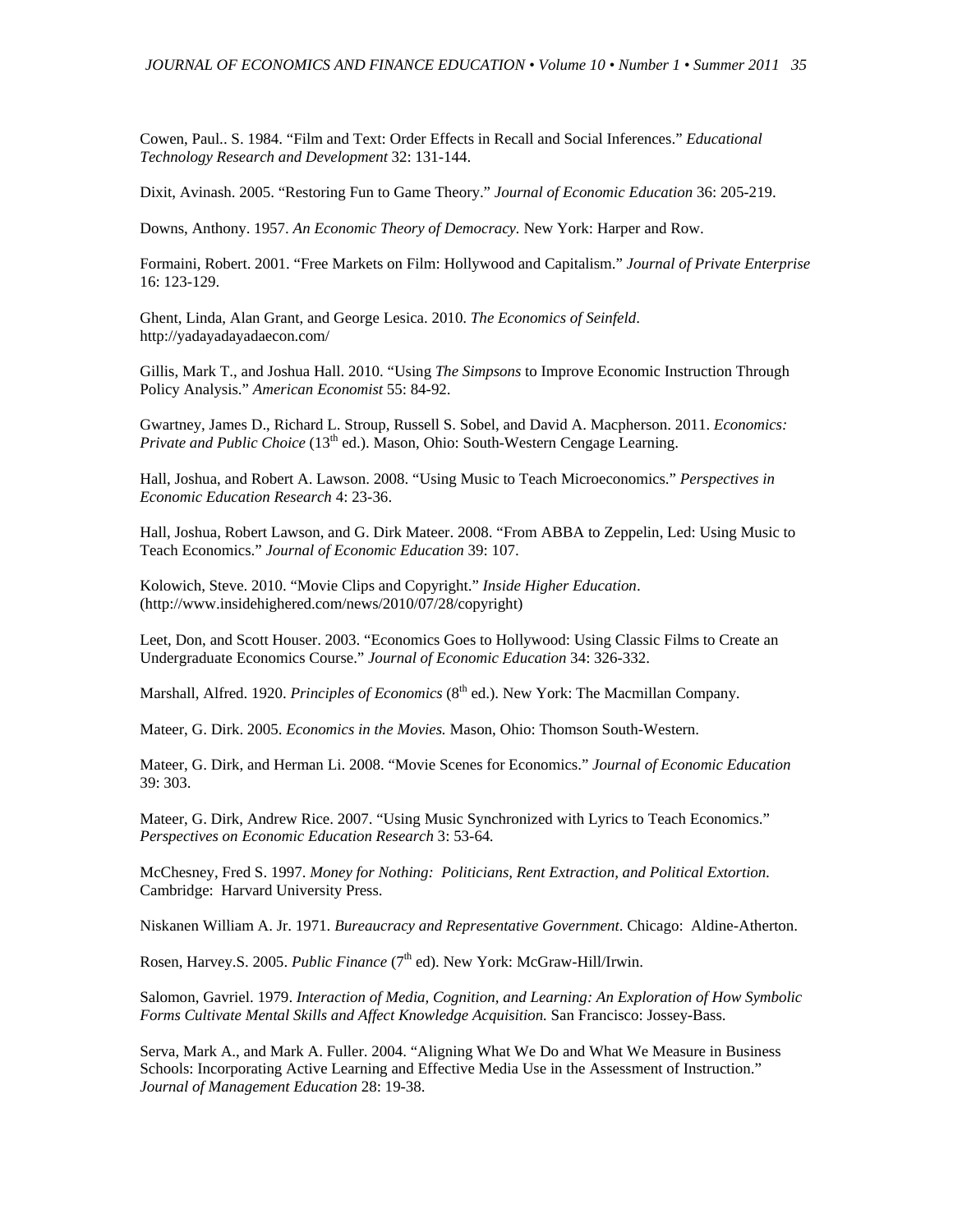Cowen, Paul.. S. 1984. "Film and Text: Order Effects in Recall and Social Inferences." *Educational Technology Research and Development* 32: 131-144.

Dixit, Avinash. 2005. "Restoring Fun to Game Theory." *Journal of Economic Education* 36: 205-219.

Downs, Anthony. 1957. *An Economic Theory of Democracy.* New York: Harper and Row.

Formaini, Robert. 2001. "Free Markets on Film: Hollywood and Capitalism." *Journal of Private Enterprise* 16: 123-129.

Ghent, Linda, Alan Grant, and George Lesica. 2010. *The Economics of Seinfeld*. http://yadayadayadaecon.com/

Gillis, Mark T., and Joshua Hall. 2010. "Using *The Simpsons* to Improve Economic Instruction Through Policy Analysis." *American Economist* 55: 84-92.

Gwartney, James D., Richard L. Stroup, Russell S. Sobel, and David A. Macpherson. 2011. *Economics: Private and Public Choice* (13th ed.). Mason, Ohio: South-Western Cengage Learning.

Hall, Joshua, and Robert A. Lawson. 2008. "Using Music to Teach Microeconomics." *Perspectives in Economic Education Research* 4: 23-36.

Hall, Joshua, Robert Lawson, and G. Dirk Mateer. 2008. "From ABBA to Zeppelin, Led: Using Music to Teach Economics." *Journal of Economic Education* 39: 107.

Kolowich, Steve. 2010. "Movie Clips and Copyright." *Inside Higher Education*. (http://www.insidehighered.com/news/2010/07/28/copyright)

Leet, Don, and Scott Houser. 2003. "Economics Goes to Hollywood: Using Classic Films to Create an Undergraduate Economics Course." *Journal of Economic Education* 34: 326-332.

Marshall, Alfred. 1920. *Principles of Economics* (8th ed.). New York: The Macmillan Company.

Mateer, G. Dirk. 2005. *Economics in the Movies.* Mason, Ohio: Thomson South-Western.

Mateer, G. Dirk, and Herman Li. 2008. "Movie Scenes for Economics." *Journal of Economic Education* 39: 303.

Mateer, G. Dirk, Andrew Rice. 2007. "Using Music Synchronized with Lyrics to Teach Economics." *Perspectives on Economic Education Research* 3: 53-64*.*

McChesney, Fred S. 1997. *Money for Nothing: Politicians, Rent Extraction, and Political Extortion.* Cambridge: Harvard University Press.

Niskanen William A. Jr. 1971. *Bureaucracy and Representative Government*. Chicago: Aldine-Atherton.

Rosen, Harvey.S. 2005. *Public Finance* (7th ed). New York: McGraw-Hill/Irwin.

Salomon, Gavriel. 1979. *Interaction of Media, Cognition, and Learning: An Exploration of How Symbolic Forms Cultivate Mental Skills and Affect Knowledge Acquisition.* San Francisco: Jossey-Bass.

Serva, Mark A., and Mark A. Fuller. 2004. "Aligning What We Do and What We Measure in Business Schools: Incorporating Active Learning and Effective Media Use in the Assessment of Instruction." *Journal of Management Education* 28: 19-38.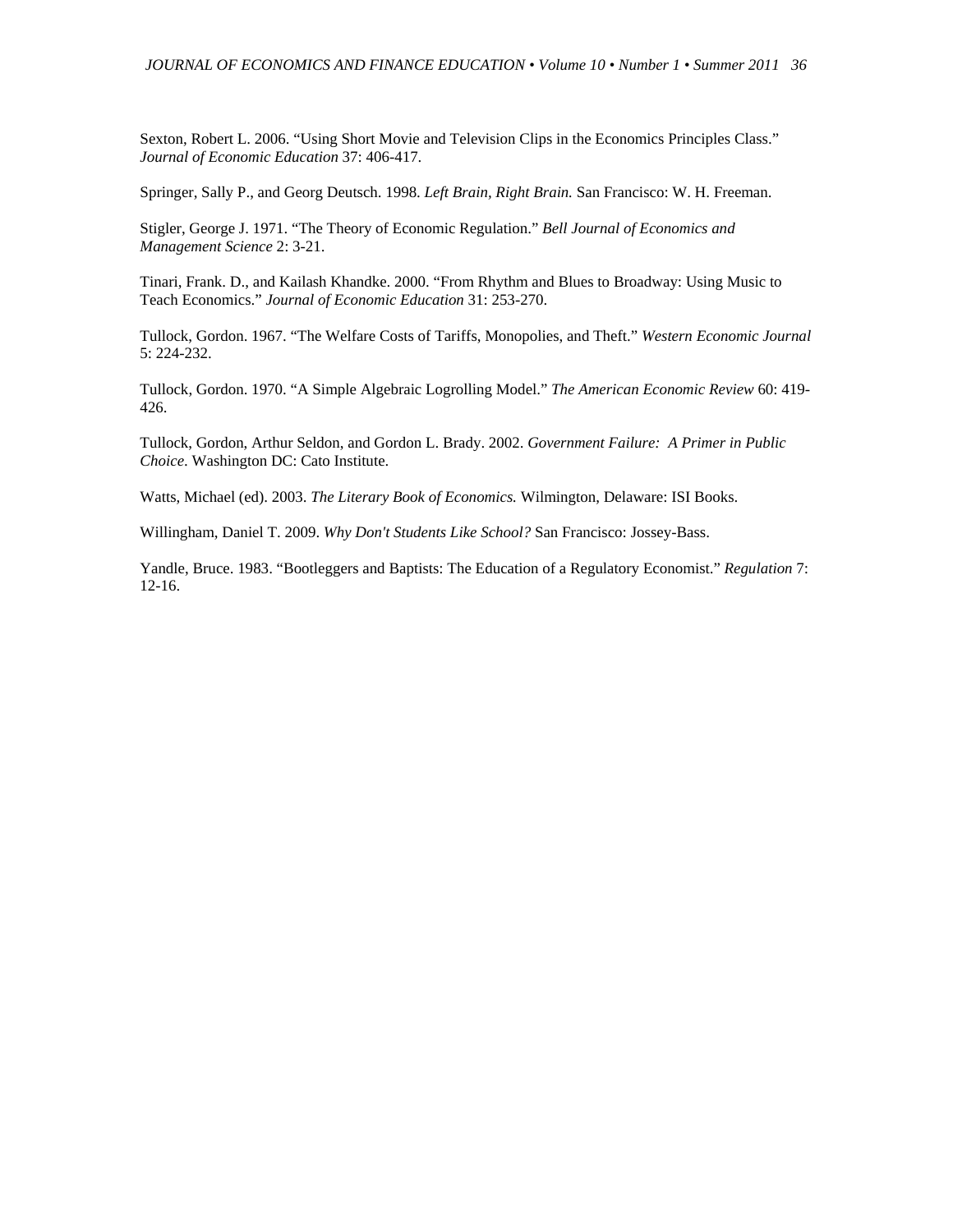Sexton, Robert L. 2006. "Using Short Movie and Television Clips in the Economics Principles Class." *Journal of Economic Education* 37: 406-417.

Springer, Sally P., and Georg Deutsch. 1998. *Left Brain, Right Brain.* San Francisco: W. H. Freeman.

Stigler, George J. 1971. "The Theory of Economic Regulation." *Bell Journal of Economics and Management Science* 2: 3-21.

Tinari, Frank. D., and Kailash Khandke. 2000. "From Rhythm and Blues to Broadway: Using Music to Teach Economics." *Journal of Economic Education* 31: 253-270.

Tullock, Gordon. 1967. "The Welfare Costs of Tariffs, Monopolies, and Theft." *Western Economic Journal* 5: 224-232.

Tullock, Gordon. 1970. "A Simple Algebraic Logrolling Model." *The American Economic Review* 60: 419-426.

Tullock, Gordon, Arthur Seldon, and Gordon L. Brady. 2002. *Government Failure: A Primer in Public Choice*. Washington DC: Cato Institute.

Watts, Michael (ed). 2003. *The Literary Book of Economics.* Wilmington, Delaware: ISI Books.

Willingham, Daniel T. 2009. *Why Don't Students Like School?* San Francisco: Jossey-Bass.

Yandle, Bruce. 1983. "Bootleggers and Baptists: The Education of a Regulatory Economist." *Regulation* 7: 12-16.